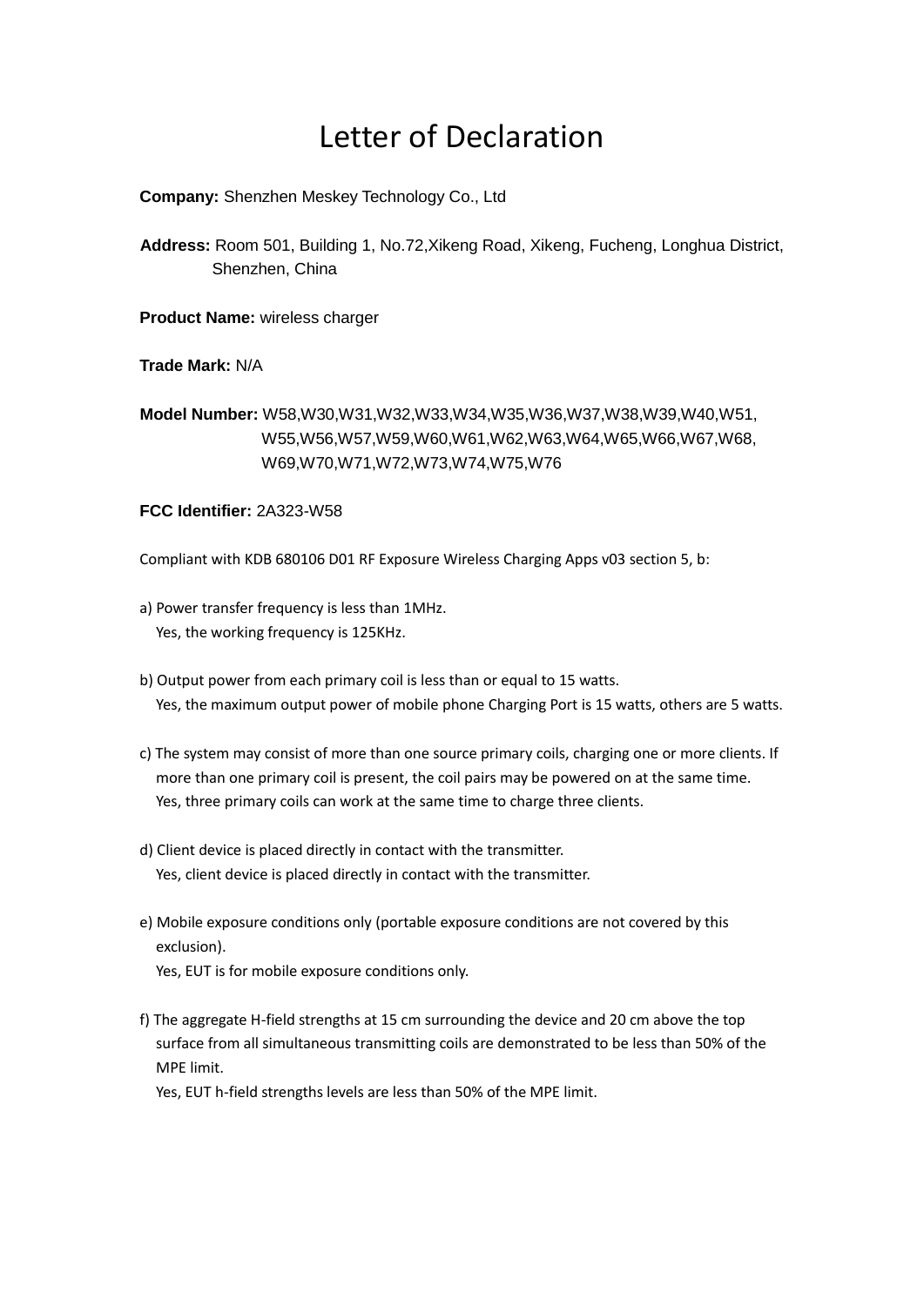# Letter of Declaration

**Company:** Shenzhen Meskey Technology Co., Ltd

**Address:** Room 501, Building 1, No.72,Xikeng Road, Xikeng, Fucheng, Longhua District, Shenzhen, China

**Product Name:** wireless charger

**Trade Mark:** N/A

**Model Number:** W58,W30,W31,W32,W33,W34,W35,W36,W37,W38,W39,W40,W51, W55,W56,W57,W59,W60,W61,W62,W63,W64,W65,W66,W67,W68, W69,W70,W71,W72,W73,W74,W75,W76

**FCC Identifier:** 2A323-W58

Compliant with KDB 680106 D01 RF Exposure Wireless Charging Apps v03 section 5, b:

a) Power transfer frequency is less than 1MHz.
Yes, the working frequency is 125KHz.

b) Output power from each primary coil is less than or equal to 15 watts.
Yes, the maximum output power of mobile phone Charging Port is 15 watts, others are 5 watts.

c) The system may consist of more than one source primary coils, charging one or more clients. If more than one primary coil is present, the coil pairs may be powered on at the same time.
Yes, three primary coils can work at the same time to charge three clients.

d) Client device is placed directly in contact with the transmitter.
Yes, client device is placed directly in contact with the transmitter.

e) Mobile exposure conditions only (portable exposure conditions are not covered by this exclusion).
Yes, EUT is for mobile exposure conditions only.

f) The aggregate H-field strengths at 15 cm surrounding the device and 20 cm above the top surface from all simultaneous transmitting coils are demonstrated to be less than 50% of the MPE limit.
Yes, EUT h-field strengths levels are less than 50% of the MPE limit.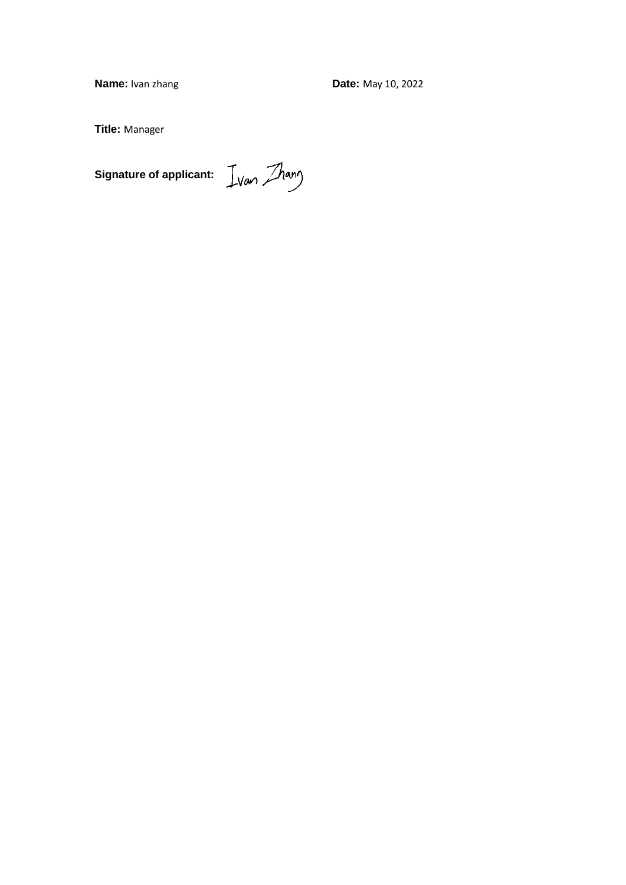**Name:** Ivan zhang **Date:** May 10, 2022

**Title:** Manager

**Signature of applicant:** Ivan Zhang